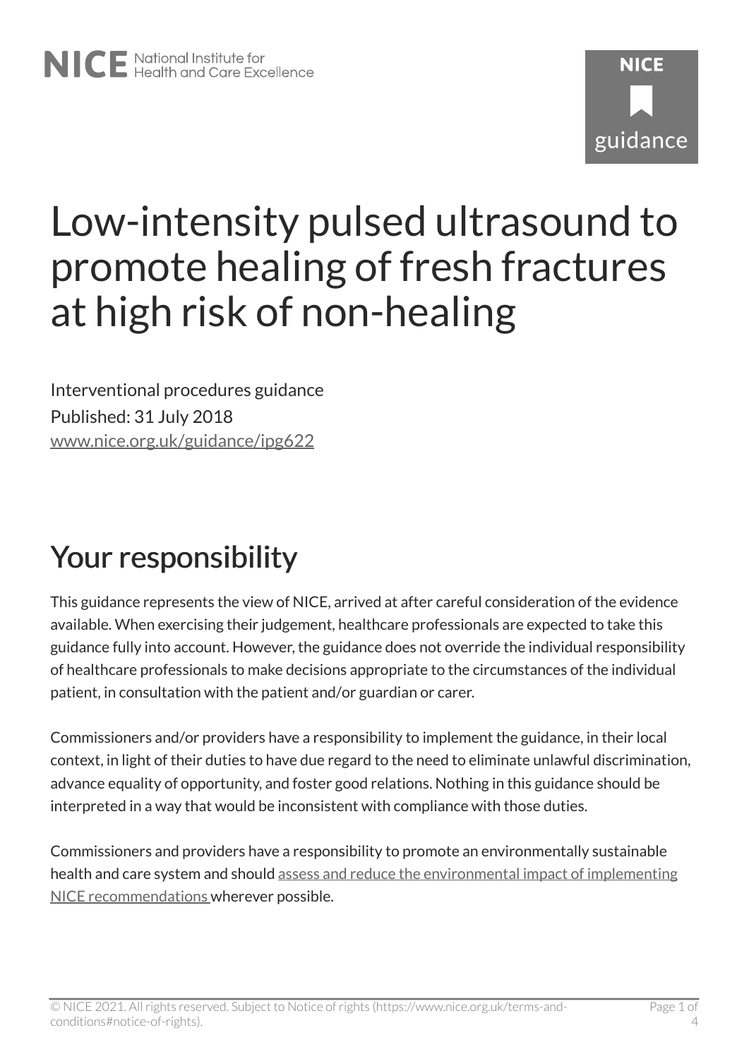# Low-intensity pulsed ultrasound to promote healing of fresh fractures at high risk of non-healing

Interventional procedures guidance

Published: 31 July 2018

www.nice.org.uk/guidance/ipg622

## Your responsibility

This guidance represents the view of NICE, arrived at after careful consideration of the evidence available. When exercising their judgement, healthcare professionals are expected to take this guidance fully into account. However, the guidance does not override the individual responsibility of healthcare professionals to make decisions appropriate to the circumstances of the individual patient, in consultation with the patient and/or guardian or carer.

Commissioners and/or providers have a responsibility to implement the guidance, in their local context, in light of their duties to have due regard to the need to eliminate unlawful discrimination, advance equality of opportunity, and foster good relations. Nothing in this guidance should be interpreted in a way that would be inconsistent with compliance with those duties.

Commissioners and providers have a responsibility to promote an environmentally sustainable health and care system and should assess and reduce the environmental impact of implementing NICE recommendations wherever possible.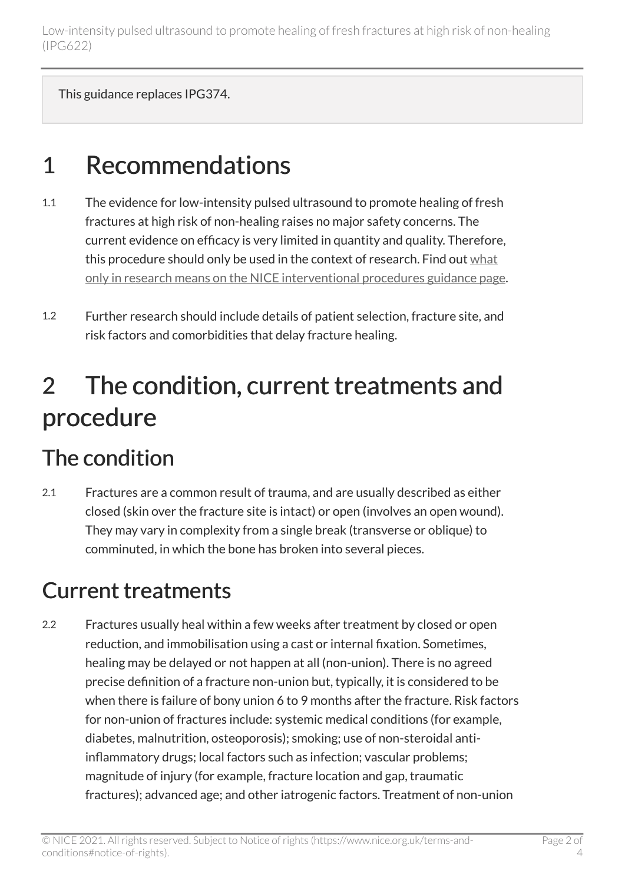This guidance replaces IPG374.

# 1 Recommendations

1.1 The evidence for low-intensity pulsed ultrasound to promote healing of fresh fractures at high risk of non-healing raises no major safety concerns. The current evidence on efficacy is very limited in quantity and quality. Therefore, this procedure should only be used in the context of research. Find out what only in research means on the NICE interventional procedures guidance page.

1.2 Further research should include details of patient selection, fracture site, and risk factors and comorbidities that delay fracture healing.

# 2 The condition, current treatments and procedure

## The condition

2.1 Fractures are a common result of trauma, and are usually described as either closed (skin over the fracture site is intact) or open (involves an open wound). They may vary in complexity from a single break (transverse or oblique) to comminuted, in which the bone has broken into several pieces.

## Current treatments

2.2 Fractures usually heal within a few weeks after treatment by closed or open reduction, and immobilisation using a cast or internal fixation. Sometimes, healing may be delayed or not happen at all (non-union). There is no agreed precise definition of a fracture non-union but, typically, it is considered to be when there is failure of bony union 6 to 9 months after the fracture. Risk factors for non-union of fractures include: systemic medical conditions (for example, diabetes, malnutrition, osteoporosis); smoking; use of non-steroidal anti-inflammatory drugs; local factors such as infection; vascular problems; magnitude of injury (for example, fracture location and gap, traumatic fractures); advanced age; and other iatrogenic factors. Treatment of non-union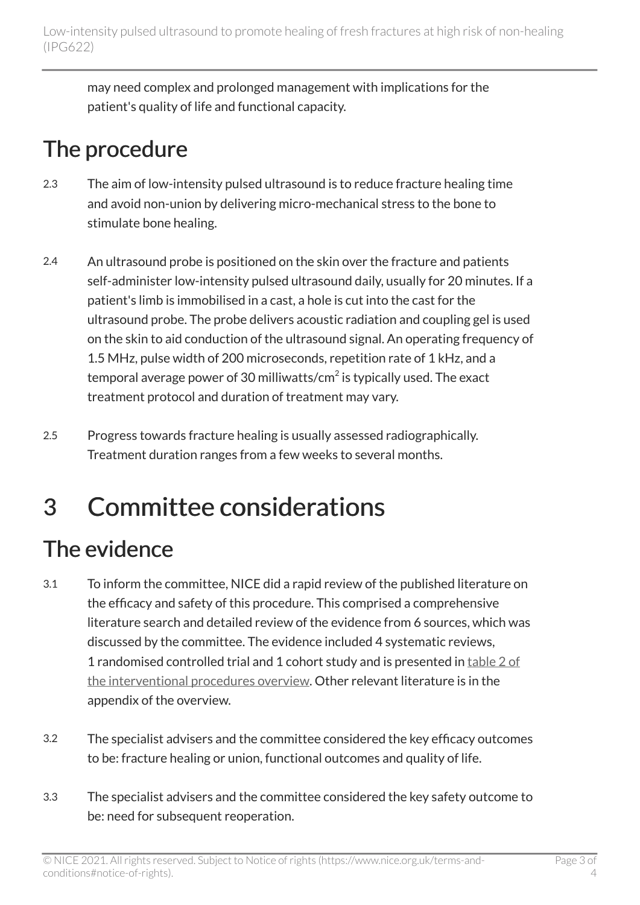may need complex and prolonged management with implications for the patient's quality of life and functional capacity.

## The procedure

2.3 The aim of low-intensity pulsed ultrasound is to reduce fracture healing time and avoid non-union by delivering micro-mechanical stress to the bone to stimulate bone healing.

2.4 An ultrasound probe is positioned on the skin over the fracture and patients self-administer low-intensity pulsed ultrasound daily, usually for 20 minutes. If a patient's limb is immobilised in a cast, a hole is cut into the cast for the ultrasound probe. The probe delivers acoustic radiation and coupling gel is used on the skin to aid conduction of the ultrasound signal. An operating frequency of 1.5 MHz, pulse width of 200 microseconds, repetition rate of 1 kHz, and a temporal average power of 30 milliwatts/cm$^2$ is typically used. The exact treatment protocol and duration of treatment may vary.

2.5 Progress towards fracture healing is usually assessed radiographically. Treatment duration ranges from a few weeks to several months.

# 3 Committee considerations

## The evidence

3.1 To inform the committee, NICE did a rapid review of the published literature on the efficacy and safety of this procedure. This comprised a comprehensive literature search and detailed review of the evidence from 6 sources, which was discussed by the committee. The evidence included 4 systematic reviews, 1 randomised controlled trial and 1 cohort study and is presented in table 2 of the interventional procedures overview. Other relevant literature is in the appendix of the overview.

3.2 The specialist advisers and the committee considered the key efficacy outcomes to be: fracture healing or union, functional outcomes and quality of life.

3.3 The specialist advisers and the committee considered the key safety outcome to be: need for subsequent reoperation.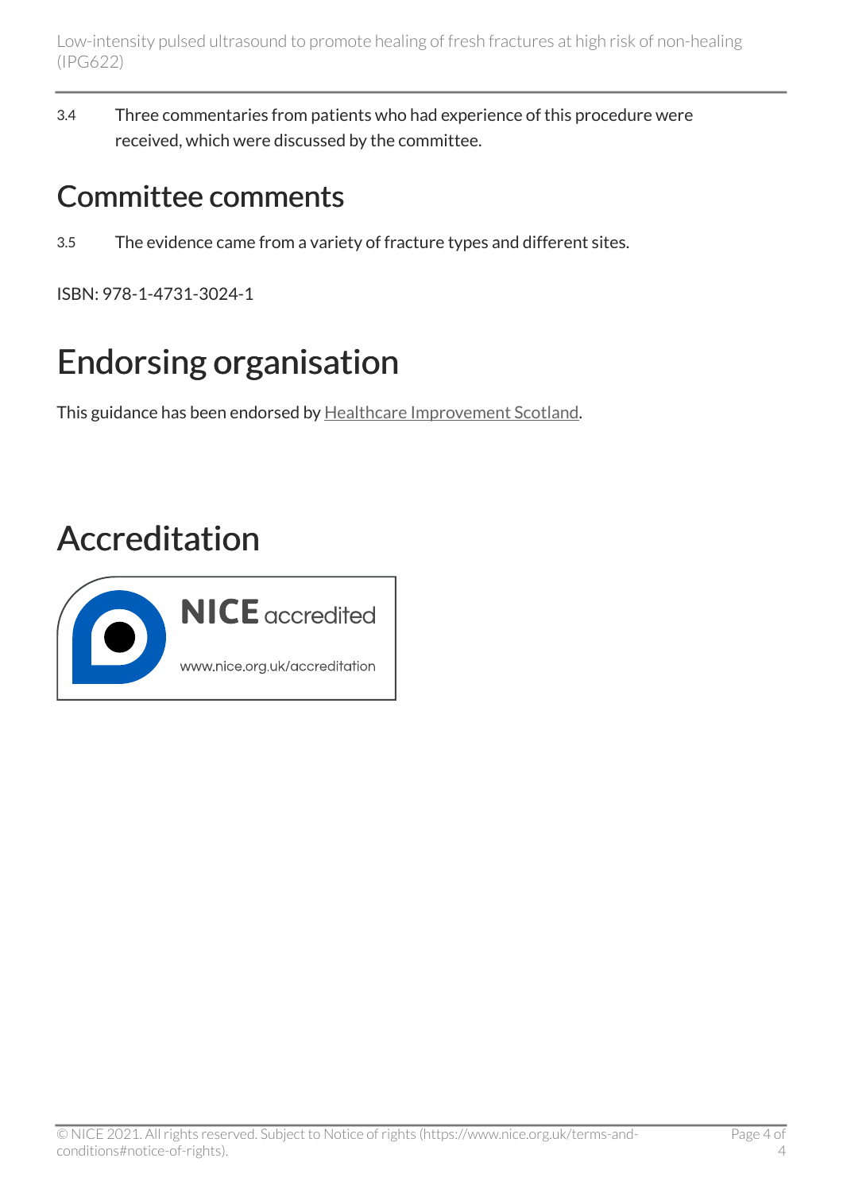3.4 Three commentaries from patients who had experience of this procedure were received, which were discussed by the committee.

## Committee comments

3.5 The evidence came from a variety of fracture types and different sites.

ISBN: 978-1-4731-3024-1

# Endorsing organisation

This guidance has been endorsed by Healthcare Improvement Scotland.

# Accreditation

NICE accredited

www.nice.org.uk/accreditation